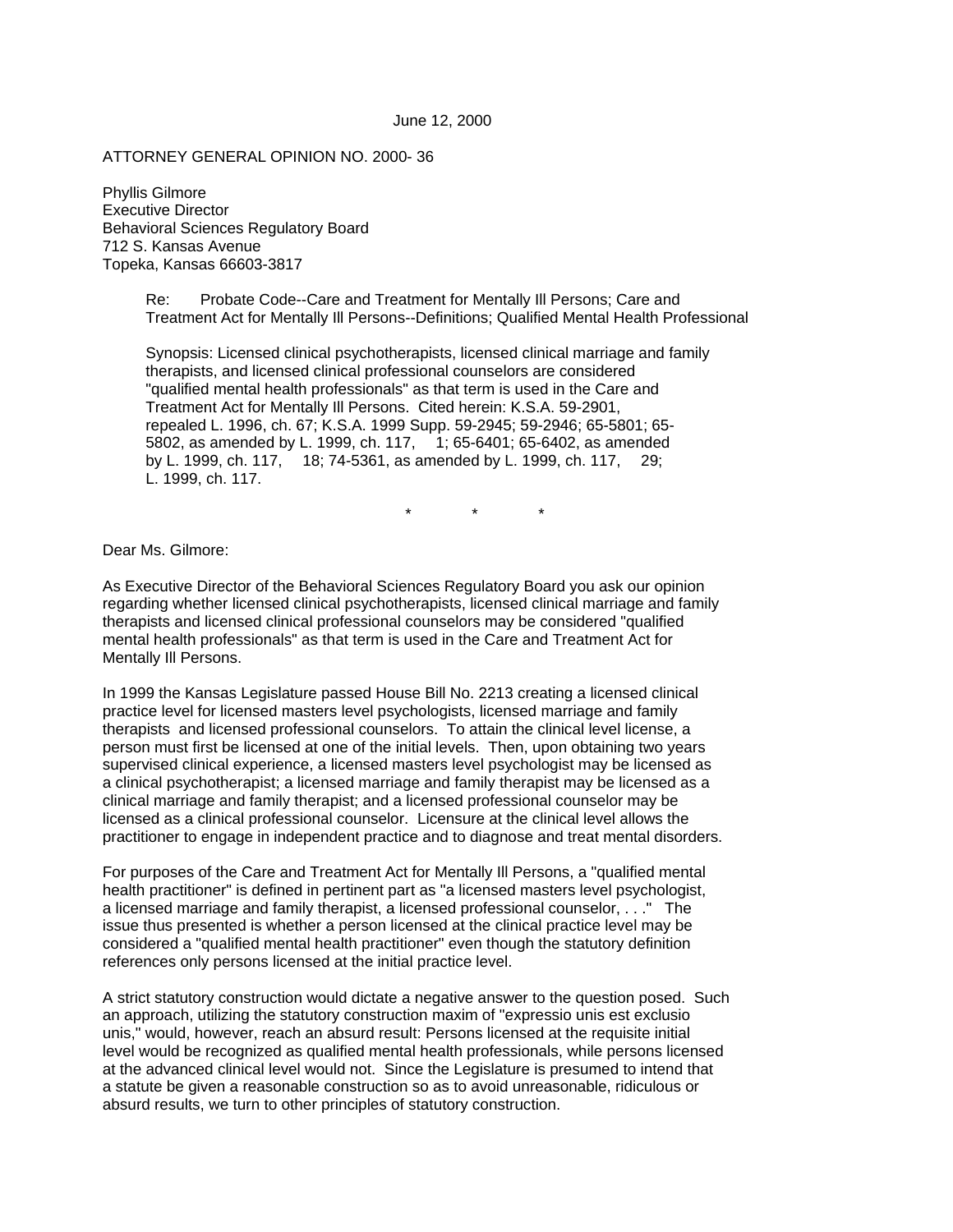June 12, 2000

ATTORNEY GENERAL OPINION NO. 2000- 36

Phyllis Gilmore
Executive Director
Behavioral Sciences Regulatory Board
712 S. Kansas Avenue
Topeka, Kansas 66603-3817

> Re: Probate Code--Care and Treatment for Mentally Ill Persons; Care and Treatment Act for Mentally Ill Persons--Definitions; Qualified Mental Health Professional
>
> Synopsis: Licensed clinical psychotherapists, licensed clinical marriage and family therapists, and licensed clinical professional counselors are considered "qualified mental health professionals" as that term is used in the Care and Treatment Act for Mentally Ill Persons. Cited herein: K.S.A. 59-2901, repealed L. 1996, ch. 67; K.S.A. 1999 Supp. 59-2945; 59-2946; 65-5801; 65-5802, as amended by L. 1999, ch. 117, 1; 65-6401; 65-6402, as amended by L. 1999, ch. 117, 18; 74-5361, as amended by L. 1999, ch. 117, 29; L. 1999, ch. 117.

\* \* \*

Dear Ms. Gilmore:

As Executive Director of the Behavioral Sciences Regulatory Board you ask our opinion regarding whether licensed clinical psychotherapists, licensed clinical marriage and family therapists and licensed clinical professional counselors may be considered "qualified mental health professionals" as that term is used in the Care and Treatment Act for Mentally Ill Persons.

In 1999 the Kansas Legislature passed House Bill No. 2213 creating a licensed clinical practice level for licensed masters level psychologists, licensed marriage and family therapists and licensed professional counselors. To attain the clinical level license, a person must first be licensed at one of the initial levels. Then, upon obtaining two years supervised clinical experience, a licensed masters level psychologist may be licensed as a clinical psychotherapist; a licensed marriage and family therapist may be licensed as a clinical marriage and family therapist; and a licensed professional counselor may be licensed as a clinical professional counselor. Licensure at the clinical level allows the practitioner to engage in independent practice and to diagnose and treat mental disorders.

For purposes of the Care and Treatment Act for Mentally Ill Persons, a "qualified mental health practitioner" is defined in pertinent part as "a licensed masters level psychologist, a licensed marriage and family therapist, a licensed professional counselor, . . ." The issue thus presented is whether a person licensed at the clinical practice level may be considered a "qualified mental health practitioner" even though the statutory definition references only persons licensed at the initial practice level.

A strict statutory construction would dictate a negative answer to the question posed. Such an approach, utilizing the statutory construction maxim of "expressio unis est exclusio unis," would, however, reach an absurd result: Persons licensed at the requisite initial level would be recognized as qualified mental health professionals, while persons licensed at the advanced clinical level would not. Since the Legislature is presumed to intend that a statute be given a reasonable construction so as to avoid unreasonable, ridiculous or absurd results, we turn to other principles of statutory construction.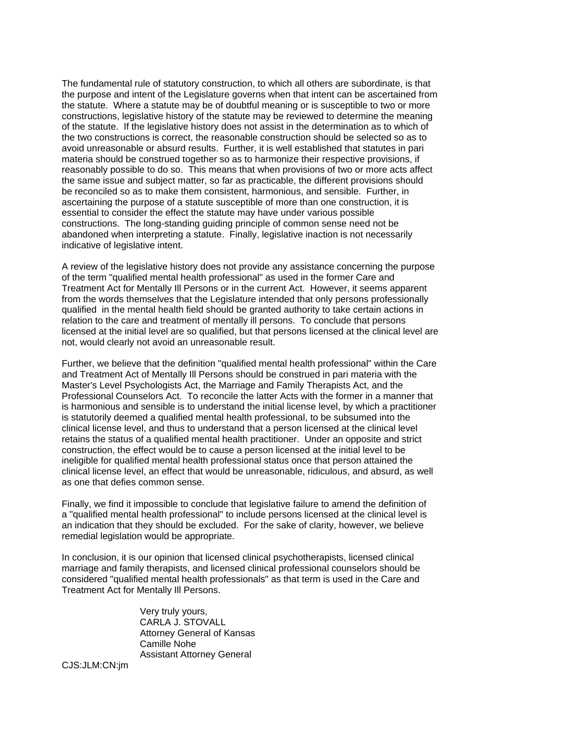The fundamental rule of statutory construction, to which all others are subordinate, is that the purpose and intent of the Legislature governs when that intent can be ascertained from the statute. Where a statute may be of doubtful meaning or is susceptible to two or more constructions, legislative history of the statute may be reviewed to determine the meaning of the statute. If the legislative history does not assist in the determination as to which of the two constructions is correct, the reasonable construction should be selected so as to avoid unreasonable or absurd results. Further, it is well established that statutes in pari materia should be construed together so as to harmonize their respective provisions, if reasonably possible to do so. This means that when provisions of two or more acts affect the same issue and subject matter, so far as practicable, the different provisions should be reconciled so as to make them consistent, harmonious, and sensible. Further, in ascertaining the purpose of a statute susceptible of more than one construction, it is essential to consider the effect the statute may have under various possible constructions. The long-standing guiding principle of common sense need not be abandoned when interpreting a statute. Finally, legislative inaction is not necessarily indicative of legislative intent.

A review of the legislative history does not provide any assistance concerning the purpose of the term "qualified mental health professional" as used in the former Care and Treatment Act for Mentally Ill Persons or in the current Act. However, it seems apparent from the words themselves that the Legislature intended that only persons professionally qualified in the mental health field should be granted authority to take certain actions in relation to the care and treatment of mentally ill persons. To conclude that persons licensed at the initial level are so qualified, but that persons licensed at the clinical level are not, would clearly not avoid an unreasonable result.

Further, we believe that the definition "qualified mental health professional" within the Care and Treatment Act of Mentally Ill Persons should be construed in pari materia with the Master's Level Psychologists Act, the Marriage and Family Therapists Act, and the Professional Counselors Act. To reconcile the latter Acts with the former in a manner that is harmonious and sensible is to understand the initial license level, by which a practitioner is statutorily deemed a qualified mental health professional, to be subsumed into the clinical license level, and thus to understand that a person licensed at the clinical level retains the status of a qualified mental health practitioner. Under an opposite and strict construction, the effect would be to cause a person licensed at the initial level to be ineligible for qualified mental health professional status once that person attained the clinical license level, an effect that would be unreasonable, ridiculous, and absurd, as well as one that defies common sense.

Finally, we find it impossible to conclude that legislative failure to amend the definition of a "qualified mental health professional" to include persons licensed at the clinical level is an indication that they should be excluded. For the sake of clarity, however, we believe remedial legislation would be appropriate.

In conclusion, it is our opinion that licensed clinical psychotherapists, licensed clinical marriage and family therapists, and licensed clinical professional counselors should be considered "qualified mental health professionals" as that term is used in the Care and Treatment Act for Mentally Ill Persons.

Very truly yours,
CARLA J. STOVALL
Attorney General of Kansas
Camille Nohe
Assistant Attorney General

CJS:JLM:CN:jm